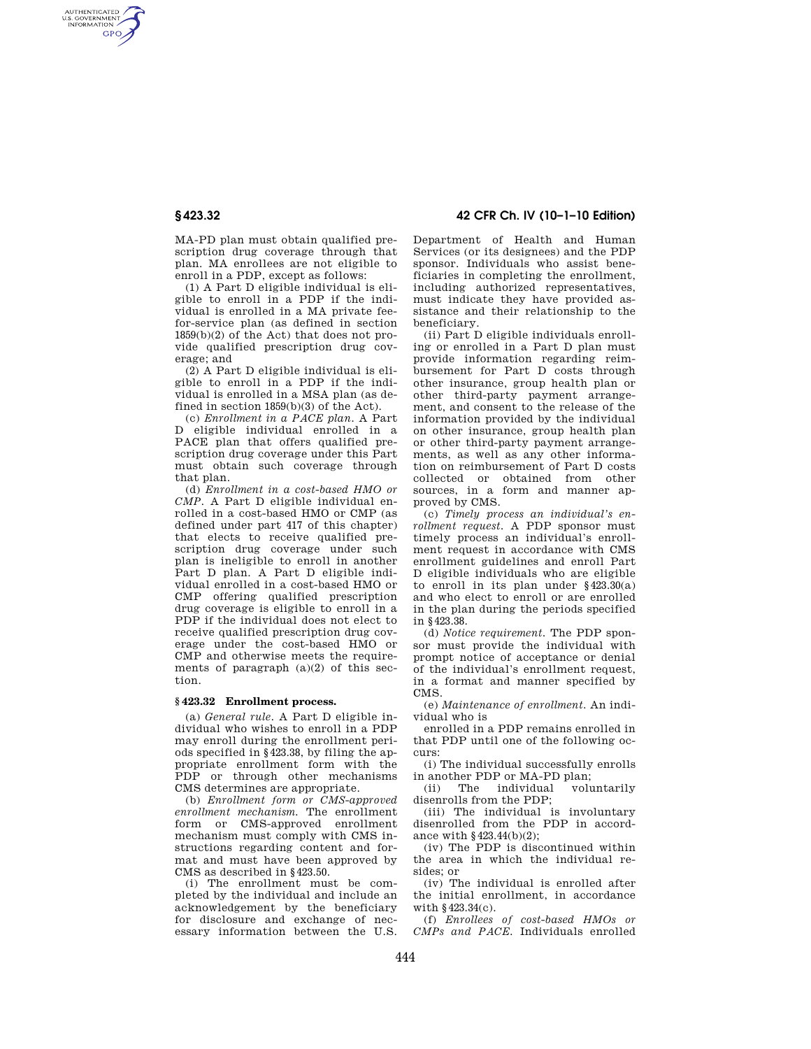MA-PD plan must obtain qualified prescription drug coverage through that plan. MA enrollees are not eligible to enroll in a PDP, except as follows:

(1) A Part D eligible individual is eligible to enroll in a PDP if the individual is enrolled in a MA private fee-for-service plan (as defined in section 1859(b)(2) of the Act) that does not provide qualified prescription drug coverage; and

(2) A Part D eligible individual is eligible to enroll in a PDP if the individual is enrolled in a MSA plan (as defined in section 1859(b)(3) of the Act).

(c) *Enrollment in a PACE plan.* A Part D eligible individual enrolled in a PACE plan that offers qualified prescription drug coverage under this Part must obtain such coverage through that plan.

(d) *Enrollment in a cost-based HMO or CMP.* A Part D eligible individual enrolled in a cost-based HMO or CMP (as defined under part 417 of this chapter) that elects to receive qualified prescription drug coverage under such plan is ineligible to enroll in another Part D plan. A Part D eligible individual enrolled in a cost-based HMO or CMP offering qualified prescription drug coverage is eligible to enroll in a PDP if the individual does not elect to receive qualified prescription drug coverage under the cost-based HMO or CMP and otherwise meets the requirements of paragraph (a)(2) of this section.

## § 423.32 Enrollment process.

(a) *General rule.* A Part D eligible individual who wishes to enroll in a PDP may enroll during the enrollment periods specified in §423.38, by filing the appropriate enrollment form with the PDP or through other mechanisms CMS determines are appropriate.

(b) *Enrollment form or CMS-approved enrollment mechanism.* The enrollment form or CMS-approved enrollment mechanism must comply with CMS instructions regarding content and format and must have been approved by CMS as described in §423.50.

(i) The enrollment must be completed by the individual and include an acknowledgement by the beneficiary for disclosure and exchange of necessary information between the U.S. Department of Health and Human Services (or its designees) and the PDP sponsor. Individuals who assist beneficiaries in completing the enrollment, including authorized representatives, must indicate they have provided assistance and their relationship to the beneficiary.

(ii) Part D eligible individuals enrolling or enrolled in a Part D plan must provide information regarding reimbursement for Part D costs through other insurance, group health plan or other third-party payment arrangement, and consent to the release of the information provided by the individual on other insurance, group health plan or other third-party payment arrangements, as well as any other information on reimbursement of Part D costs collected or obtained from other sources, in a form and manner approved by CMS.

(c) *Timely process an individual's enrollment request.* A PDP sponsor must timely process an individual's enrollment request in accordance with CMS enrollment guidelines and enroll Part D eligible individuals who are eligible to enroll in its plan under §423.30(a) and who elect to enroll or are enrolled in the plan during the periods specified in §423.38.

(d) *Notice requirement.* The PDP sponsor must provide the individual with prompt notice of acceptance or denial of the individual's enrollment request, in a format and manner specified by CMS.

(e) *Maintenance of enrollment.* An individual who is

enrolled in a PDP remains enrolled in that PDP until one of the following occurs:

(i) The individual successfully enrolls in another PDP or MA-PD plan;

(ii) The individual voluntarily disenrolls from the PDP;

(iii) The individual is involuntary disenrolled from the PDP in accordance with §423.44(b)(2);

(iv) The PDP is discontinued within the area in which the individual resides; or

(iv) The individual is enrolled after the initial enrollment, in accordance with §423.34(c).

(f) *Enrollees of cost-based HMOs or CMPs and PACE.* Individuals enrolled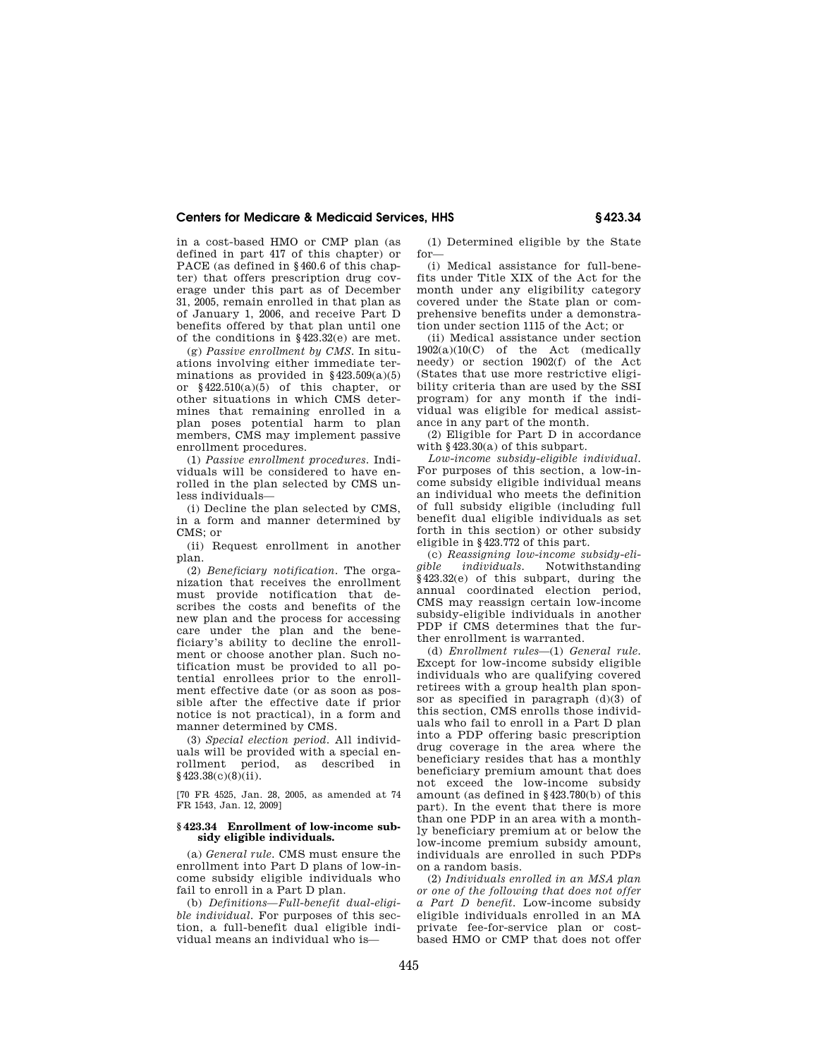in a cost-based HMO or CMP plan (as defined in part 417 of this chapter) or PACE (as defined in §460.6 of this chapter) that offers prescription drug coverage under this part as of December 31, 2005, remain enrolled in that plan as of January 1, 2006, and receive Part D benefits offered by that plan until one of the conditions in §423.32(e) are met.

(g) *Passive enrollment by CMS.* In situations involving either immediate terminations as provided in §423.509(a)(5) or §422.510(a)(5) of this chapter, or other situations in which CMS determines that remaining enrolled in a plan poses potential harm to plan members, CMS may implement passive enrollment procedures.

(1) *Passive enrollment procedures.* Individuals will be considered to have enrolled in the plan selected by CMS unless individuals—

(i) Decline the plan selected by CMS, in a form and manner determined by CMS; or

(ii) Request enrollment in another plan.

(2) *Beneficiary notification.* The organization that receives the enrollment must provide notification that describes the costs and benefits of the new plan and the process for accessing care under the plan and the beneficiary's ability to decline the enrollment or choose another plan. Such notification must be provided to all potential enrollees prior to the enrollment effective date (or as soon as possible after the effective date if prior notice is not practical), in a form and manner determined by CMS.

(3) *Special election period.* All individuals will be provided with a special enrollment period, as described in §423.38(c)(8)(ii).

[70 FR 4525, Jan. 28, 2005, as amended at 74 FR 1543, Jan. 12, 2009]

### §423.34 Enrollment of low-income subsidy eligible individuals.

(a) *General rule.* CMS must ensure the enrollment into Part D plans of low-income subsidy eligible individuals who fail to enroll in a Part D plan.

(b) *Definitions—Full-benefit dual-eligible individual.* For purposes of this section, a full-benefit dual eligible individual means an individual who is—

(1) Determined eligible by the State for—

(i) Medical assistance for full-benefits under Title XIX of the Act for the month under any eligibility category covered under the State plan or comprehensive benefits under a demonstration under section 1115 of the Act; or

(ii) Medical assistance under section 1902(a)(10(C) of the Act (medically needy) or section 1902(f) of the Act (States that use more restrictive eligibility criteria than are used by the SSI program) for any month if the individual was eligible for medical assistance in any part of the month.

(2) Eligible for Part D in accordance with §423.30(a) of this subpart.

*Low-income subsidy-eligible individual.* For purposes of this section, a low-income subsidy eligible individual means an individual who meets the definition of full subsidy eligible (including full benefit dual eligible individuals as set forth in this section) or other subsidy eligible in §423.772 of this part.

(c) *Reassigning low-income subsidy-eligible individuals.* Notwithstanding §423.32(e) of this subpart, during the annual coordinated election period, CMS may reassign certain low-income subsidy-eligible individuals in another PDP if CMS determines that the further enrollment is warranted.

(d) *Enrollment rules*—(1) *General rule.* Except for low-income subsidy eligible individuals who are qualifying covered retirees with a group health plan sponsor as specified in paragraph (d)(3) of this section, CMS enrolls those individuals who fail to enroll in a Part D plan into a PDP offering basic prescription drug coverage in the area where the beneficiary resides that has a monthly beneficiary premium amount that does not exceed the low-income subsidy amount (as defined in §423.780(b) of this part). In the event that there is more than one PDP in an area with a monthly beneficiary premium at or below the low-income premium subsidy amount, individuals are enrolled in such PDPs on a random basis.

(2) *Individuals enrolled in an MSA plan or one of the following that does not offer a Part D benefit.* Low-income subsidy eligible individuals enrolled in an MA private fee-for-service plan or cost-based HMO or CMP that does not offer